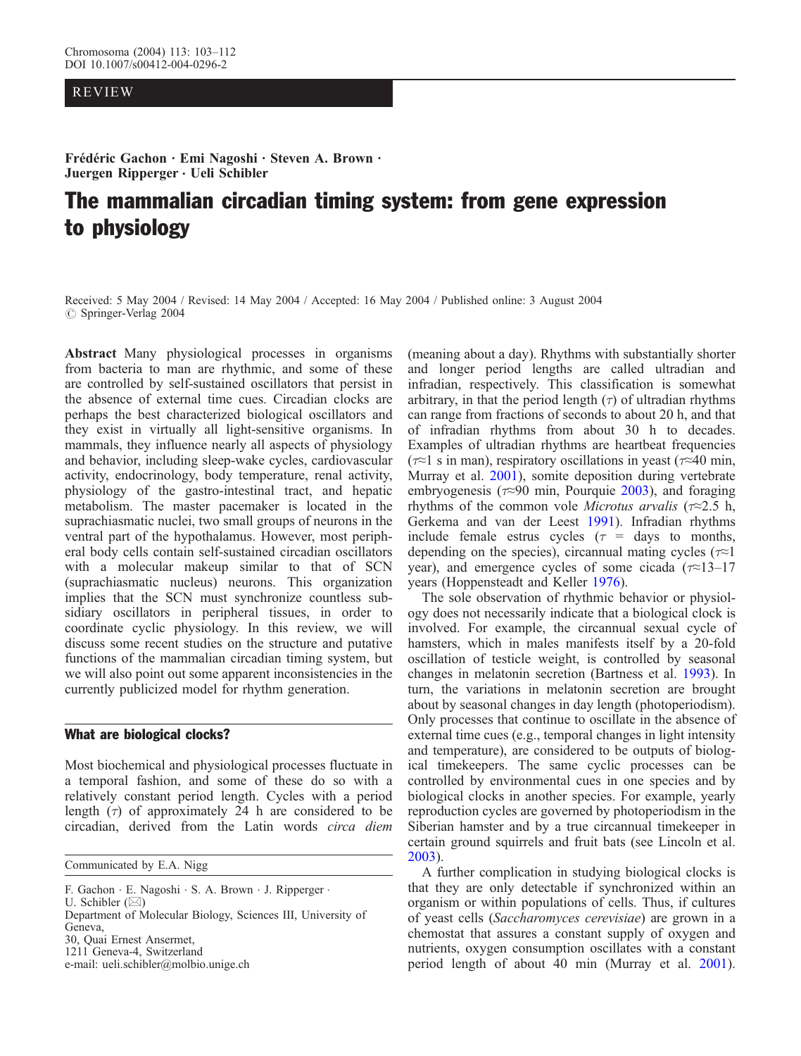REVIEW

**Frédéric Gachon · Emi Nagoshi · Steven A. Brown · Juergen Ripperger · Ueli Schibler**

# The mammalian circadian timing system: from gene expression to physiology

Received: 5 May 2004 / Revised: 14 May 2004 / Accepted: 16 May 2004 / Published online: 3 August 2004
© Springer-Verlag 2004

**Abstract** Many physiological processes in organisms from bacteria to man are rhythmic, and some of these are controlled by self-sustained oscillators that persist in the absence of external time cues. Circadian clocks are perhaps the best characterized biological oscillators and they exist in virtually all light-sensitive organisms. In mammals, they influence nearly all aspects of physiology and behavior, including sleep-wake cycles, cardiovascular activity, endocrinology, body temperature, renal activity, physiology of the gastro-intestinal tract, and hepatic metabolism. The master pacemaker is located in the suprachiasmatic nuclei, two small groups of neurons in the ventral part of the hypothalamus. However, most peripheral body cells contain self-sustained circadian oscillators with a molecular makeup similar to that of SCN (suprachiasmatic nucleus) neurons. This organization implies that the SCN must synchronize countless subsidiary oscillators in peripheral tissues, in order to coordinate cyclic physiology. In this review, we will discuss some recent studies on the structure and putative functions of the mammalian circadian timing system, but we will also point out some apparent inconsistencies in the currently publicized model for rhythm generation.

Communicated by E.A. Nigg

F. Gachon · E. Nagoshi · S. A. Brown · J. Ripperger · U. Schibler (✉)
Department of Molecular Biology, Sciences III, University of Geneva,
30, Quai Ernest Ansermet,
1211 Geneva-4, Switzerland
e-mail: ueli.schibler@molbio.unige.ch

## What are biological clocks?

Most biochemical and physiological processes fluctuate in a temporal fashion, and some of these do so with a relatively constant period length. Cycles with a period length ($\tau$) of approximately 24 h are considered to be circadian, derived from the Latin words *circa diem* (meaning about a day). Rhythms with substantially shorter and longer period lengths are called ultradian and infradian, respectively. This classification is somewhat arbitrary, in that the period length ($\tau$) of ultradian rhythms can range from fractions of seconds to about 20 h, and that of infradian rhythms from about 30 h to decades. Examples of ultradian rhythms are heartbeat frequencies ($\tau \approx 1$ s in man), respiratory oscillations in yeast ($\tau \approx 40$ min, Murray et al. 2001), somite deposition during vertebrate embryogenesis ($\tau \approx 90$ min, Pourquie 2003), and foraging rhythms of the common vole *Microtus arvalis* ($\tau \approx 2.5$ h, Gerkema and van der Leest 1991). Infradian rhythms include female estrus cycles ($\tau$ = days to months, depending on the species), circannual mating cycles ($\tau \approx 1$ year), and emergence cycles of some cicada ($\tau \approx 13$–17 years (Hoppensteadt and Keller 1976).

The sole observation of rhythmic behavior or physiology does not necessarily indicate that a biological clock is involved. For example, the circannual sexual cycle of hamsters, which in males manifests itself by a 20-fold oscillation of testicle weight, is controlled by seasonal changes in melatonin secretion (Bartness et al. 1993). In turn, the variations in melatonin secretion are brought about by seasonal changes in day length (photoperiodism). Only processes that continue to oscillate in the absence of external time cues (e.g., temporal changes in light intensity and temperature), are considered to be outputs of biological timekeepers. The same cyclic processes can be controlled by environmental cues in one species and by biological clocks in another species. For example, yearly reproduction cycles are governed by photoperiodism in the Siberian hamster and by a true circannual timekeeper in certain ground squirrels and fruit bats (see Lincoln et al. 2003).

A further complication in studying biological clocks is that they are only detectable if synchronized within an organism or within populations of cells. Thus, if cultures of yeast cells (*Saccharomyces cerevisiae*) are grown in a chemostat that assures a constant supply of oxygen and nutrients, oxygen consumption oscillates with a constant period length of about 40 min (Murray et al. 2001).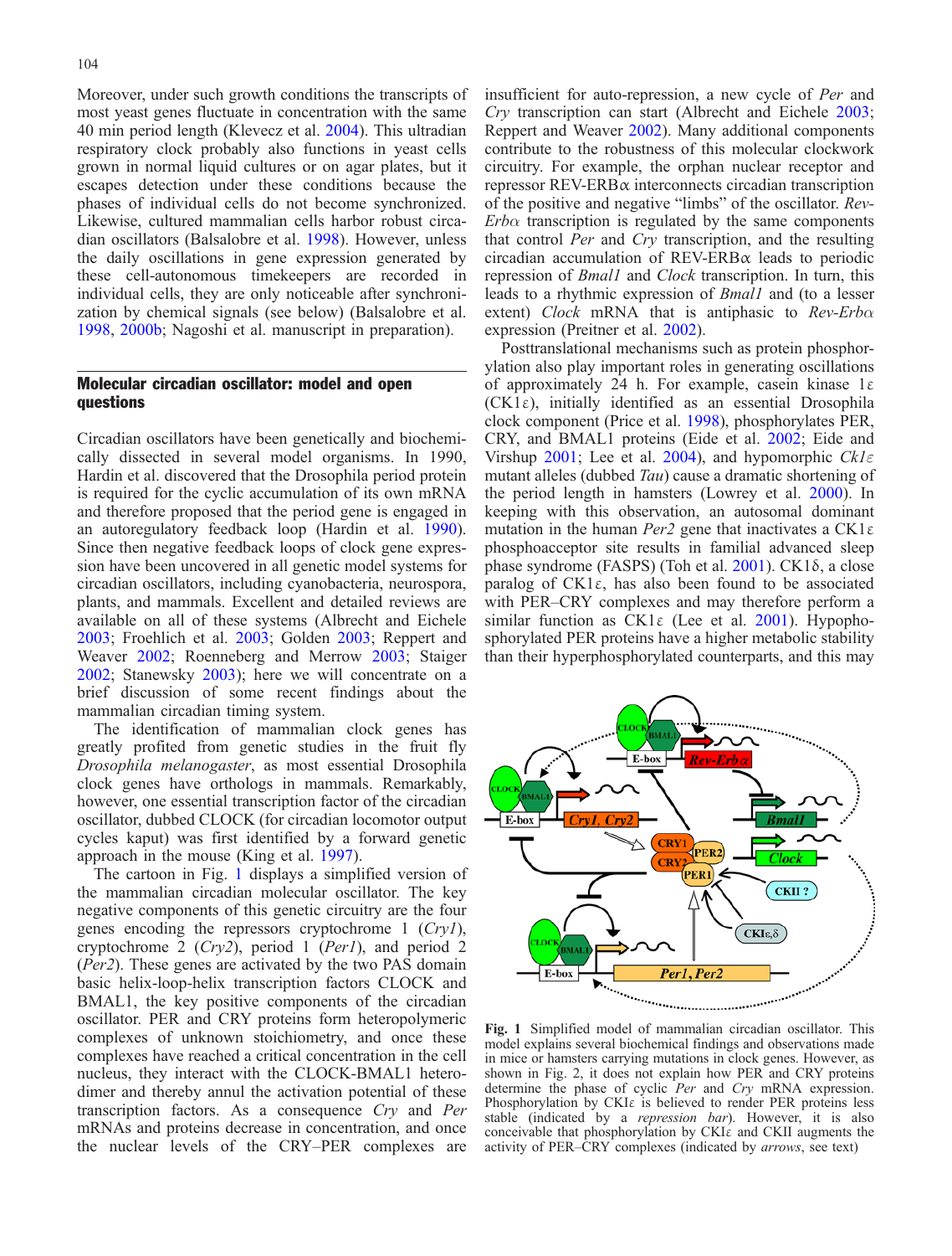Moreover, under such growth conditions the transcripts of most yeast genes fluctuate in concentration with the same 40 min period length (Klevecz et al. 2004). This ultradian respiratory clock probably also functions in yeast cells grown in normal liquid cultures or on agar plates, but it escapes detection under these conditions because the phases of individual cells do not become synchronized. Likewise, cultured mammalian cells harbor robust circadian oscillators (Balsalobre et al. 1998). However, unless the daily oscillations in gene expression generated by these cell-autonomous timekeepers are recorded in individual cells, they are only noticeable after synchronization by chemical signals (see below) (Balsalobre et al. 1998, 2000b; Nagoshi et al. manuscript in preparation).

## Molecular circadian oscillator: model and open questions

Circadian oscillators have been genetically and biochemically dissected in several model organisms. In 1990, Hardin et al. discovered that the Drosophila period protein is required for the cyclic accumulation of its own mRNA and therefore proposed that the period gene is engaged in an autoregulatory feedback loop (Hardin et al. 1990). Since then negative feedback loops of clock gene expression have been uncovered in all genetic model systems for circadian oscillators, including cyanobacteria, neurospora, plants, and mammals. Excellent and detailed reviews are available on all of these systems (Albrecht and Eichele 2003; Froehlich et al. 2003; Golden 2003; Reppert and Weaver 2002; Roenneberg and Merrow 2003; Staiger 2002; Stanewsky 2003); here we will concentrate on a brief discussion of some recent findings about the mammalian circadian timing system.

The identification of mammalian clock genes has greatly profited from genetic studies in the fruit fly *Drosophila melanogaster*, as most essential Drosophila clock genes have orthologs in mammals. Remarkably, however, one essential transcription factor of the circadian oscillator, dubbed CLOCK (for circadian locomotor output cycles kaput) was first identified by a forward genetic approach in the mouse (King et al. 1997).

The cartoon in Fig. 1 displays a simplified version of the mammalian circadian molecular oscillator. The key negative components of this genetic circuitry are the four genes encoding the repressors cryptochrome 1 (*Cry1*), cryptochrome 2 (*Cry2*), period 1 (*Per1*), and period 2 (*Per2*). These genes are activated by the two PAS domain basic helix-loop-helix transcription factors CLOCK and BMAL1, the key positive components of the circadian oscillator. PER and CRY proteins form heteropolymeric complexes of unknown stoichiometry, and once these complexes have reached a critical concentration in the cell nucleus, they interact with the CLOCK-BMAL1 heterodimer and thereby annul the activation potential of these transcription factors. As a consequence *Cry* and *Per* mRNAs and proteins decrease in concentration, and once the nuclear levels of the CRY–PER complexes are insufficient for auto-repression, a new cycle of *Per* and *Cry* transcription can start (Albrecht and Eichele 2003; Reppert and Weaver 2002). Many additional components contribute to the robustness of this molecular clockwork circuitry. For example, the orphan nuclear receptor and repressor REV-ERBα interconnects circadian transcription of the positive and negative "limbs" of the oscillator. *Rev-Erbα* transcription is regulated by the same components that control *Per* and *Cry* transcription, and the resulting circadian accumulation of REV-ERBα leads to periodic repression of *Bmal1* and *Clock* transcription. In turn, this leads to a rhythmic expression of *Bmal1* and (to a lesser extent) *Clock* mRNA that is antiphasic to *Rev-Erbα* expression (Preitner et al. 2002).

Posttranslational mechanisms such as protein phosphorylation also play important roles in generating oscillations of approximately 24 h. For example, casein kinase 1ε (CK1ε), initially identified as an essential Drosophila clock component (Price et al. 1998), phosphorylates PER, CRY, and BMAL1 proteins (Eide et al. 2002; Eide and Virshup 2001; Lee et al. 2004), and hypomorphic *Ck1ε* mutant alleles (dubbed *Tau*) cause a dramatic shortening of the period length in hamsters (Lowrey et al. 2000). In keeping with this observation, an autosomal dominant mutation in the human *Per2* gene that inactivates a CK1ε phosphoacceptor site results in familial advanced sleep phase syndrome (FASPS) (Toh et al. 2001). CK1δ, a close paralog of CK1ε, has also been found to be associated with PER–CRY complexes and may therefore perform a similar function as CK1ε (Lee et al. 2001). Hypophosphorylated PER proteins have a higher metabolic stability than their hyperphosphorylated counterparts, and this may

**Fig. 1** Simplified model of mammalian circadian oscillator. This model explains several biochemical findings and observations made in mice or hamsters carrying mutations in clock genes. However, as shown in Fig. 2, it does not explain how PER and CRY proteins determine the phase of cyclic *Per* and *Cry* mRNA expression. Phosphorylation by CKIε is believed to render PER proteins less stable (indicated by a *repression bar*). However, it is also conceivable that phosphorylation by CKIε and CKII augments the activity of PER–CRY complexes (indicated by *arrows*, see text)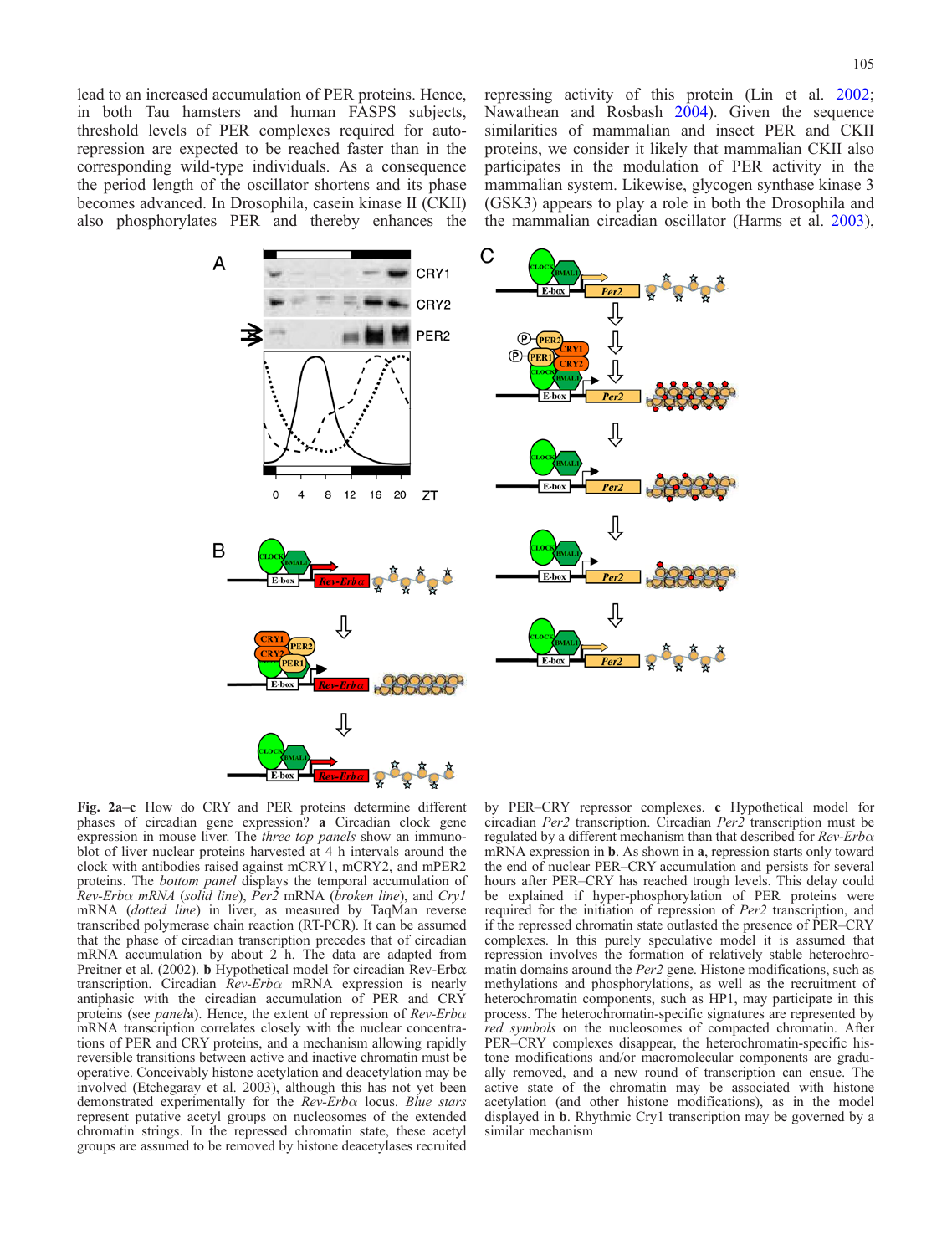lead to an increased accumulation of PER proteins. Hence, in both Tau hamsters and human FASPS subjects, threshold levels of PER complexes required for auto-repression are expected to be reached faster than in the corresponding wild-type individuals. As a consequence the period length of the oscillator shortens and its phase becomes advanced. In Drosophila, casein kinase II (CKII) also phosphorylates PER and thereby enhances the repressing activity of this protein (Lin et al. 2002; Nawathean and Rosbash 2004). Given the sequence similarities of mammalian and insect PER and CKII proteins, we consider it likely that mammalian CKII also participates in the modulation of PER activity in the mammalian system. Likewise, glycogen synthase kinase 3 (GSK3) appears to play a role in both the Drosophila and the mammalian circadian oscillator (Harms et al. 2003),

**Fig. 2a–c** How do CRY and PER proteins determine different phases of circadian gene expression? **a** Circadian clock gene expression in mouse liver. The *three top panels* show an immunoblot of liver nuclear proteins harvested at 4 h intervals around the clock with antibodies raised against mCRY1, mCRY2, and mPER2 proteins. The *bottom panel* displays the temporal accumulation of *Rev-Erbα mRNA* (*solid line*), *Per2* mRNA (*broken line*), and *Cry1* mRNA (*dotted line*) in liver, as measured by TaqMan reverse transcribed polymerase chain reaction (RT-PCR). It can be assumed that the phase of circadian transcription precedes that of circadian mRNA accumulation by about 2 h. The data are adapted from Preitner et al. (2002). **b** Hypothetical model for circadian Rev-Erbα transcription. Circadian *Rev-Erbα* mRNA expression is nearly antiphasic with the circadian accumulation of PER and CRY proteins (see *panel* **a**). Hence, the extent of repression of *Rev-Erbα* mRNA transcription correlates closely with the nuclear concentrations of PER and CRY proteins, and a mechanism allowing rapidly reversible transitions between active and inactive chromatin must be operative. Conceivably histone acetylation and deacetylation may be involved (Etchegaray et al. 2003), although this has not yet been demonstrated experimentally for the *Rev-Erbα* locus. *Blue stars* represent putative acetyl groups on nucleosomes of the extended chromatin strings. In the repressed chromatin state, these acetyl groups are assumed to be removed by histone deacetylases recruited by PER–CRY repressor complexes. **c** Hypothetical model for circadian *Per2* transcription. Circadian *Per2* transcription must be regulated by a different mechanism than that described for *Rev-Erbα* mRNA expression in **b**. As shown in **a**, repression starts only toward the end of nuclear PER–CRY accumulation and persists for several hours after PER–CRY has reached trough levels. This delay could be explained if hyper-phosphorylation of PER proteins were required for the initiation of repression of *Per2* transcription, and if the repressed chromatin state outlasted the presence of PER–CRY complexes. In this purely speculative model it is assumed that repression involves the formation of relatively stable heterochromatin domains around the *Per2* gene. Histone modifications, such as methylations and phosphorylations, as well as the recruitment of heterochromatin components, such as HP1, may participate in this process. The heterochromatin-specific signatures are represented by *red symbols* on the nucleosomes of compacted chromatin. After PER–CRY complexes disappear, the heterochromatin-specific histone modifications and/or macromolecular components are gradually removed, and a new round of transcription can ensue. The active state of the chromatin may be associated with histone acetylation (and other histone modifications), as in the model displayed in **b**. Rhythmic Cry1 transcription may be governed by a similar mechanism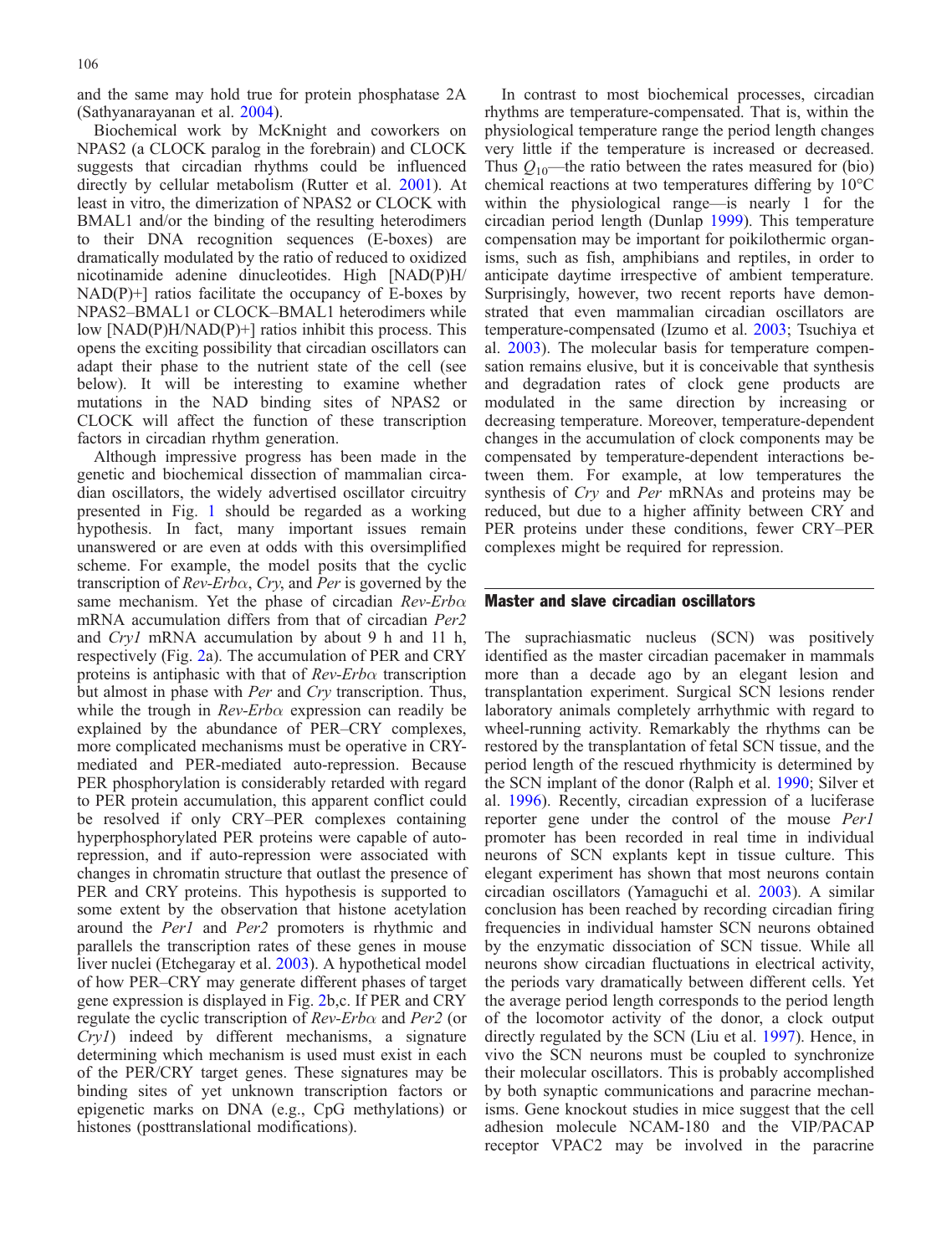and the same may hold true for protein phosphatase 2A (Sathyanarayanan et al. 2004).

Biochemical work by McKnight and coworkers on NPAS2 (a CLOCK paralog in the forebrain) and CLOCK suggests that circadian rhythms could be influenced directly by cellular metabolism (Rutter et al. 2001). At least in vitro, the dimerization of NPAS2 or CLOCK with BMAL1 and/or the binding of the resulting heterodimers to their DNA recognition sequences (E-boxes) are dramatically modulated by the ratio of reduced to oxidized nicotinamide adenine dinucleotides. High [NAD(P)H/NAD(P)+] ratios facilitate the occupancy of E-boxes by NPAS2–BMAL1 or CLOCK–BMAL1 heterodimers while low [NAD(P)H/NAD(P)+] ratios inhibit this process. This opens the exciting possibility that circadian oscillators can adapt their phase to the nutrient state of the cell (see below). It will be interesting to examine whether mutations in the NAD binding sites of NPAS2 or CLOCK will affect the function of these transcription factors in circadian rhythm generation.

Although impressive progress has been made in the genetic and biochemical dissection of mammalian circadian oscillators, the widely advertised oscillator circuitry presented in Fig. 1 should be regarded as a working hypothesis. In fact, many important issues remain unanswered or are even at odds with this oversimplified scheme. For example, the model posits that the cyclic transcription of *Rev-Erbα*, *Cry*, and *Per* is governed by the same mechanism. Yet the phase of circadian *Rev-Erbα* mRNA accumulation differs from that of circadian *Per2* and *Cry1* mRNA accumulation by about 9 h and 11 h, respectively (Fig. 2a). The accumulation of PER and CRY proteins is antiphasic with that of *Rev-Erbα* transcription but almost in phase with *Per* and *Cry* transcription. Thus, while the trough in *Rev-Erbα* expression can readily be explained by the abundance of PER–CRY complexes, more complicated mechanisms must be operative in CRY-mediated and PER-mediated auto-repression. Because PER phosphorylation is considerably retarded with regard to PER protein accumulation, this apparent conflict could be resolved if only CRY–PER complexes containing hyperphosphorylated PER proteins were capable of auto-repression, and if auto-repression were associated with changes in chromatin structure that outlast the presence of PER and CRY proteins. This hypothesis is supported to some extent by the observation that histone acetylation around the *Per1* and *Per2* promoters is rhythmic and parallels the transcription rates of these genes in mouse liver nuclei (Etchegaray et al. 2003). A hypothetical model of how PER–CRY may generate different phases of target gene expression is displayed in Fig. 2b,c. If PER and CRY regulate the cyclic transcription of *Rev-Erbα* and *Per2* (or *Cry1*) indeed by different mechanisms, a signature determining which mechanism is used must exist in each of the PER/CRY target genes. These signatures may be binding sites of yet unknown transcription factors or epigenetic marks on DNA (e.g., CpG methylations) or histones (posttranslational modifications).

In contrast to most biochemical processes, circadian rhythms are temperature-compensated. That is, within the physiological temperature range the period length changes very little if the temperature is increased or decreased. Thus $Q_{10}$—the ratio between the rates measured for (bio) chemical reactions at two temperatures differing by 10°C within the physiological range—is nearly 1 for the circadian period length (Dunlap 1999). This temperature compensation may be important for poikilothermic organisms, such as fish, amphibians and reptiles, in order to anticipate daytime irrespective of ambient temperature. Surprisingly, however, two recent reports have demonstrated that even mammalian circadian oscillators are temperature-compensated (Izumo et al. 2003; Tsuchiya et al. 2003). The molecular basis for temperature compensation remains elusive, but it is conceivable that synthesis and degradation rates of clock gene products are modulated in the same direction by increasing or decreasing temperature. Moreover, temperature-dependent changes in the accumulation of clock components may be compensated by temperature-dependent interactions between them. For example, at low temperatures the synthesis of *Cry* and *Per* mRNAs and proteins may be reduced, but due to a higher affinity between CRY and PER proteins under these conditions, fewer CRY–PER complexes might be required for repression.

## Master and slave circadian oscillators

The suprachiasmatic nucleus (SCN) was positively identified as the master circadian pacemaker in mammals more than a decade ago by an elegant lesion and transplantation experiment. Surgical SCN lesions render laboratory animals completely arrhythmic with regard to wheel-running activity. Remarkably the rhythms can be restored by the transplantation of fetal SCN tissue, and the period length of the rescued rhythmicity is determined by the SCN implant of the donor (Ralph et al. 1990; Silver et al. 1996). Recently, circadian expression of a luciferase reporter gene under the control of the mouse *Per1* promoter has been recorded in real time in individual neurons of SCN explants kept in tissue culture. This elegant experiment has shown that most neurons contain circadian oscillators (Yamaguchi et al. 2003). A similar conclusion has been reached by recording circadian firing frequencies in individual hamster SCN neurons obtained by the enzymatic dissociation of SCN tissue. While all neurons show circadian fluctuations in electrical activity, the periods vary dramatically between different cells. Yet the average period length corresponds to the period length of the locomotor activity of the donor, a clock output directly regulated by the SCN (Liu et al. 1997). Hence, in vivo the SCN neurons must be coupled to synchronize their molecular oscillators. This is probably accomplished by both synaptic communications and paracrine mechanisms. Gene knockout studies in mice suggest that the cell adhesion molecule NCAM-180 and the VIP/PACAP receptor VPAC2 may be involved in the paracrine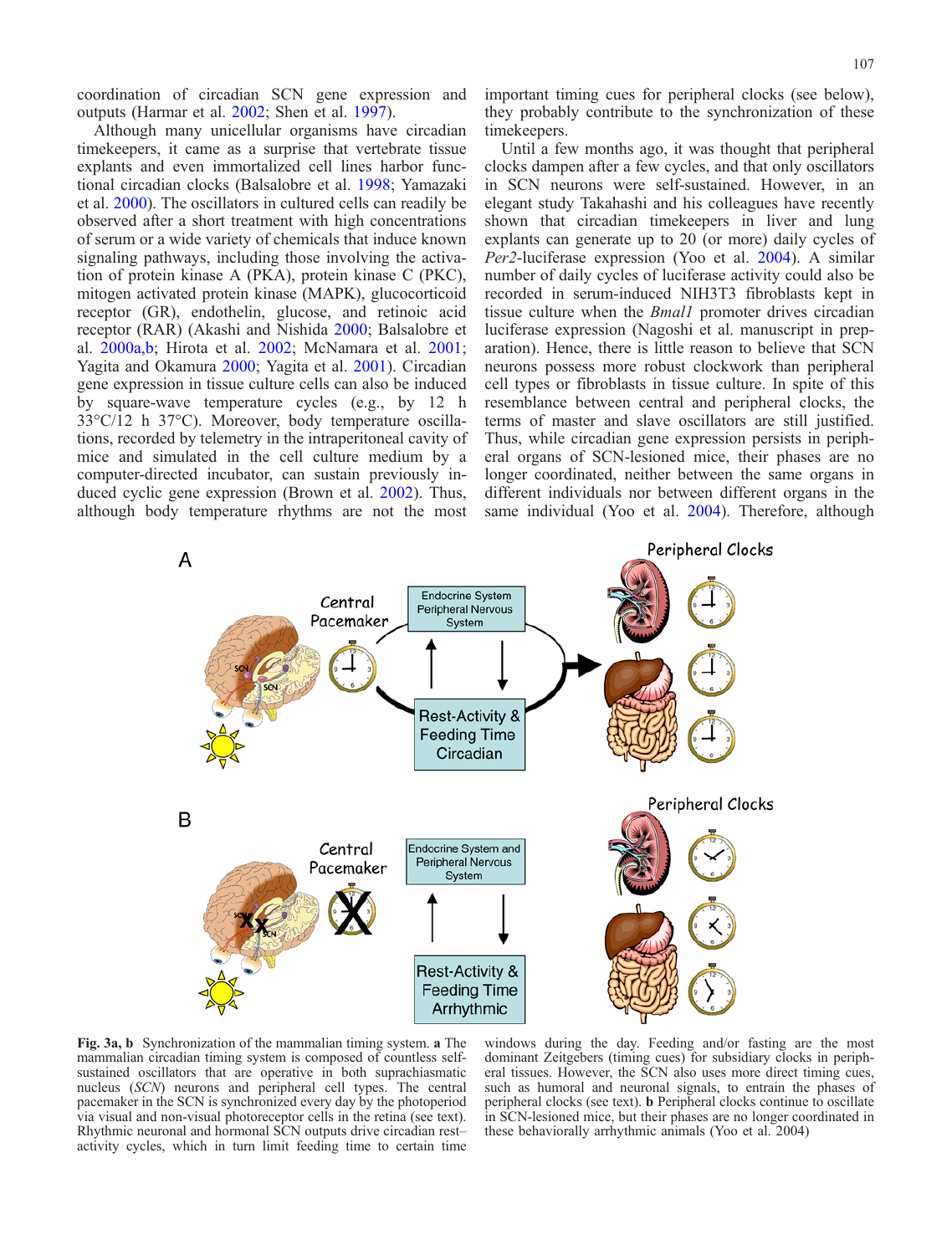coordination of circadian SCN gene expression and outputs (Harmar et al. 2002; Shen et al. 1997).

Although many unicellular organisms have circadian timekeepers, it came as a surprise that vertebrate tissue explants and even immortalized cell lines harbor functional circadian clocks (Balsalobre et al. 1998; Yamazaki et al. 2000). The oscillators in cultured cells can readily be observed after a short treatment with high concentrations of serum or a wide variety of chemicals that induce known signaling pathways, including those involving the activation of protein kinase A (PKA), protein kinase C (PKC), mitogen activated protein kinase (MAPK), glucocorticoid receptor (GR), endothelin, glucose, and retinoic acid receptor (RAR) (Akashi and Nishida 2000; Balsalobre et al. 2000a,b; Hirota et al. 2002; McNamara et al. 2001; Yagita and Okamura 2000; Yagita et al. 2001). Circadian gene expression in tissue culture cells can also be induced by square-wave temperature cycles (e.g., by 12 h 33°C/12 h 37°C). Moreover, body temperature oscillations, recorded by telemetry in the intraperitoneal cavity of mice and simulated in the cell culture medium by a computer-directed incubator, can sustain previously induced cyclic gene expression (Brown et al. 2002). Thus, although body temperature rhythms are not the most important timing cues for peripheral clocks (see below), they probably contribute to the synchronization of these timekeepers.

Until a few months ago, it was thought that peripheral clocks dampen after a few cycles, and that only oscillators in SCN neurons were self-sustained. However, in an elegant study Takahashi and his colleagues have recently shown that circadian timekeepers in liver and lung explants can generate up to 20 (or more) daily cycles of *Per2*-luciferase expression (Yoo et al. 2004). A similar number of daily cycles of luciferase activity could also be recorded in serum-induced NIH3T3 fibroblasts kept in tissue culture when the *Bmal1* promoter drives circadian luciferase expression (Nagoshi et al. manuscript in preparation). Hence, there is little reason to believe that SCN neurons possess more robust clockwork than peripheral cell types or fibroblasts in tissue culture. In spite of this resemblance between central and peripheral clocks, the terms of master and slave oscillators are still justified. Thus, while circadian gene expression persists in peripheral organs of SCN-lesioned mice, their phases are no longer coordinated, neither between the same organs in different individuals nor between different organs in the same individual (Yoo et al. 2004). Therefore, although

A

Central Pacemaker

SCN

SCN

Endocrine System
Peripheral Nervous System

Rest-Activity &
Feeding Time
Circadian

Peripheral Clocks

B

Central Pacemaker

SCN

SCN

Endocrine System and
Peripheral Nervous System

Rest-Activity &
Feeding Time
Arrhythmic

Peripheral Clocks

**Fig. 3a, b** Synchronization of the mammalian timing system. **a** The mammalian circadian timing system is composed of countless self-sustained oscillators that are operative in both suprachiasmatic nucleus (*SCN*) neurons and peripheral cell types. The central pacemaker in the SCN is synchronized every day by the photoperiod via visual and non-visual photoreceptor cells in the retina (see text). Rhythmic neuronal and hormonal SCN outputs drive circadian rest–activity cycles, which in turn limit feeding time to certain time windows during the day. Feeding and/or fasting are the most dominant Zeitgebers (timing cues) for subsidiary clocks in peripheral tissues. However, the SCN also uses more direct timing cues, such as humoral and neuronal signals, to entrain the phases of peripheral clocks (see text). **b** Peripheral clocks continue to oscillate in SCN-lesioned mice, but their phases are no longer coordinated in these behaviorally arrhythmic animals (Yoo et al. 2004)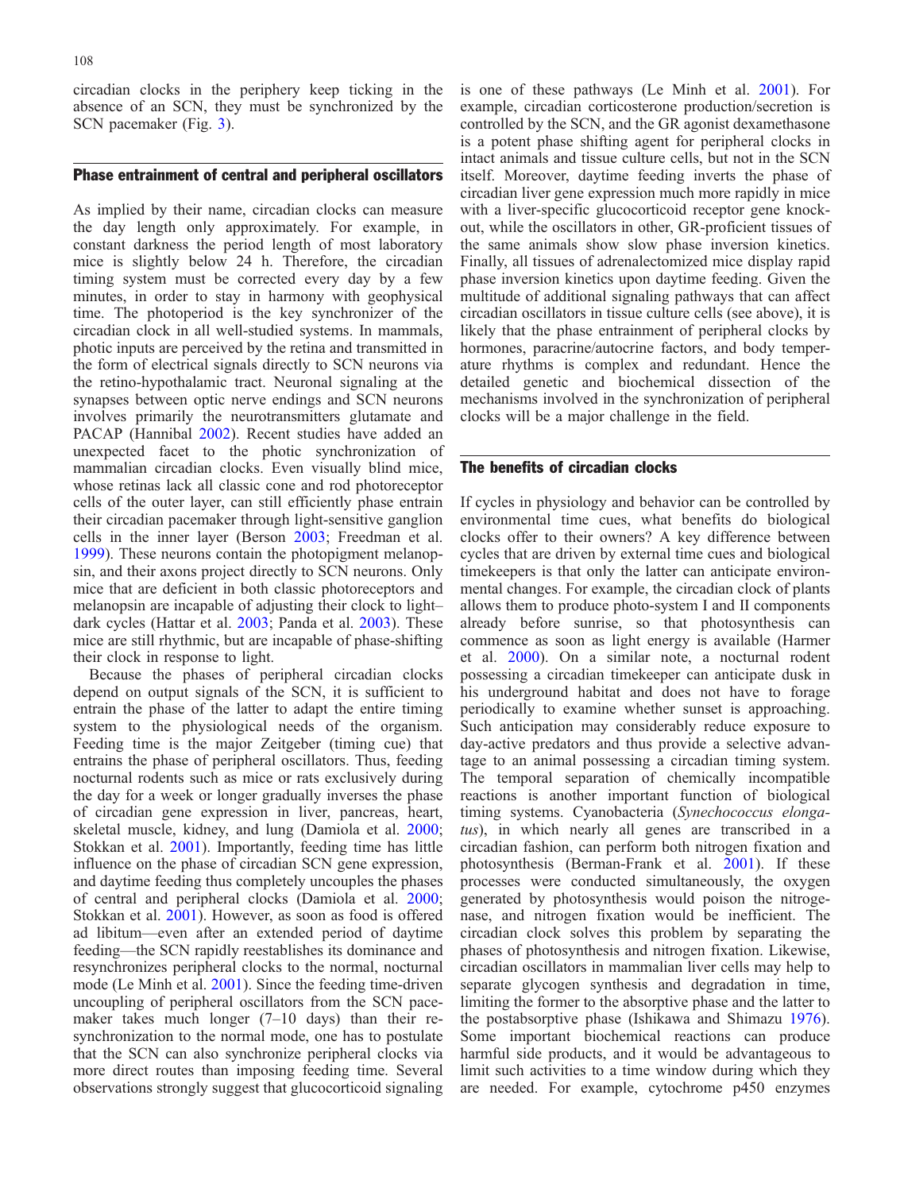circadian clocks in the periphery keep ticking in the absence of an SCN, they must be synchronized by the SCN pacemaker (Fig. 3).

## Phase entrainment of central and peripheral oscillators

As implied by their name, circadian clocks can measure the day length only approximately. For example, in constant darkness the period length of most laboratory mice is slightly below 24 h. Therefore, the circadian timing system must be corrected every day by a few minutes, in order to stay in harmony with geophysical time. The photoperiod is the key synchronizer of the circadian clock in all well-studied systems. In mammals, photic inputs are perceived by the retina and transmitted in the form of electrical signals directly to SCN neurons via the retino-hypothalamic tract. Neuronal signaling at the synapses between optic nerve endings and SCN neurons involves primarily the neurotransmitters glutamate and PACAP (Hannibal 2002). Recent studies have added an unexpected facet to the photic synchronization of mammalian circadian clocks. Even visually blind mice, whose retinas lack all classic cone and rod photoreceptor cells of the outer layer, can still efficiently phase entrain their circadian pacemaker through light-sensitive ganglion cells in the inner layer (Berson 2003; Freedman et al. 1999). These neurons contain the photopigment melanopsin, and their axons project directly to SCN neurons. Only mice that are deficient in both classic photoreceptors and melanopsin are incapable of adjusting their clock to light–dark cycles (Hattar et al. 2003; Panda et al. 2003). These mice are still rhythmic, but are incapable of phase-shifting their clock in response to light.

Because the phases of peripheral circadian clocks depend on output signals of the SCN, it is sufficient to entrain the phase of the latter to adapt the entire timing system to the physiological needs of the organism. Feeding time is the major Zeitgeber (timing cue) that entrains the phase of peripheral oscillators. Thus, feeding nocturnal rodents such as mice or rats exclusively during the day for a week or longer gradually inverses the phase of circadian gene expression in liver, pancreas, heart, skeletal muscle, kidney, and lung (Damiola et al. 2000; Stokkan et al. 2001). Importantly, feeding time has little influence on the phase of circadian SCN gene expression, and daytime feeding thus completely uncouples the phases of central and peripheral clocks (Damiola et al. 2000; Stokkan et al. 2001). However, as soon as food is offered ad libitum—even after an extended period of daytime feeding—the SCN rapidly reestablishes its dominance and resynchronizes peripheral clocks to the normal, nocturnal mode (Le Minh et al. 2001). Since the feeding time-driven uncoupling of peripheral oscillators from the SCN pacemaker takes much longer (7–10 days) than their resynchronization to the normal mode, one has to postulate that the SCN can also synchronize peripheral clocks via more direct routes than imposing feeding time. Several observations strongly suggest that glucocorticoid signaling is one of these pathways (Le Minh et al. 2001). For example, circadian corticosterone production/secretion is controlled by the SCN, and the GR agonist dexamethasone is a potent phase shifting agent for peripheral clocks in intact animals and tissue culture cells, but not in the SCN itself. Moreover, daytime feeding inverts the phase of circadian liver gene expression much more rapidly in mice with a liver-specific glucocorticoid receptor gene knockout, while the oscillators in other, GR-proficient tissues of the same animals show slow phase inversion kinetics. Finally, all tissues of adrenalectomized mice display rapid phase inversion kinetics upon daytime feeding. Given the multitude of additional signaling pathways that can affect circadian oscillators in tissue culture cells (see above), it is likely that the phase entrainment of peripheral clocks by hormones, paracrine/autocrine factors, and body temperature rhythms is complex and redundant. Hence the detailed genetic and biochemical dissection of the mechanisms involved in the synchronization of peripheral clocks will be a major challenge in the field.

## The benefits of circadian clocks

If cycles in physiology and behavior can be controlled by environmental time cues, what benefits do biological clocks offer to their owners? A key difference between cycles that are driven by external time cues and biological timekeepers is that only the latter can anticipate environmental changes. For example, the circadian clock of plants allows them to produce photo-system I and II components already before sunrise, so that photosynthesis can commence as soon as light energy is available (Harmer et al. 2000). On a similar note, a nocturnal rodent possessing a circadian timekeeper can anticipate dusk in his underground habitat and does not have to forage periodically to examine whether sunset is approaching. Such anticipation may considerably reduce exposure to day-active predators and thus provide a selective advantage to an animal possessing a circadian timing system. The temporal separation of chemically incompatible reactions is another important function of biological timing systems. Cyanobacteria (*Synechococcus elongatus*), in which nearly all genes are transcribed in a circadian fashion, can perform both nitrogen fixation and photosynthesis (Berman-Frank et al. 2001). If these processes were conducted simultaneously, the oxygen generated by photosynthesis would poison the nitrogenase, and nitrogen fixation would be inefficient. The circadian clock solves this problem by separating the phases of photosynthesis and nitrogen fixation. Likewise, circadian oscillators in mammalian liver cells may help to separate glycogen synthesis and degradation in time, limiting the former to the absorptive phase and the latter to the postabsorptive phase (Ishikawa and Shimazu 1976). Some important biochemical reactions can produce harmful side products, and it would be advantageous to limit such activities to a time window during which they are needed. For example, cytochrome p450 enzymes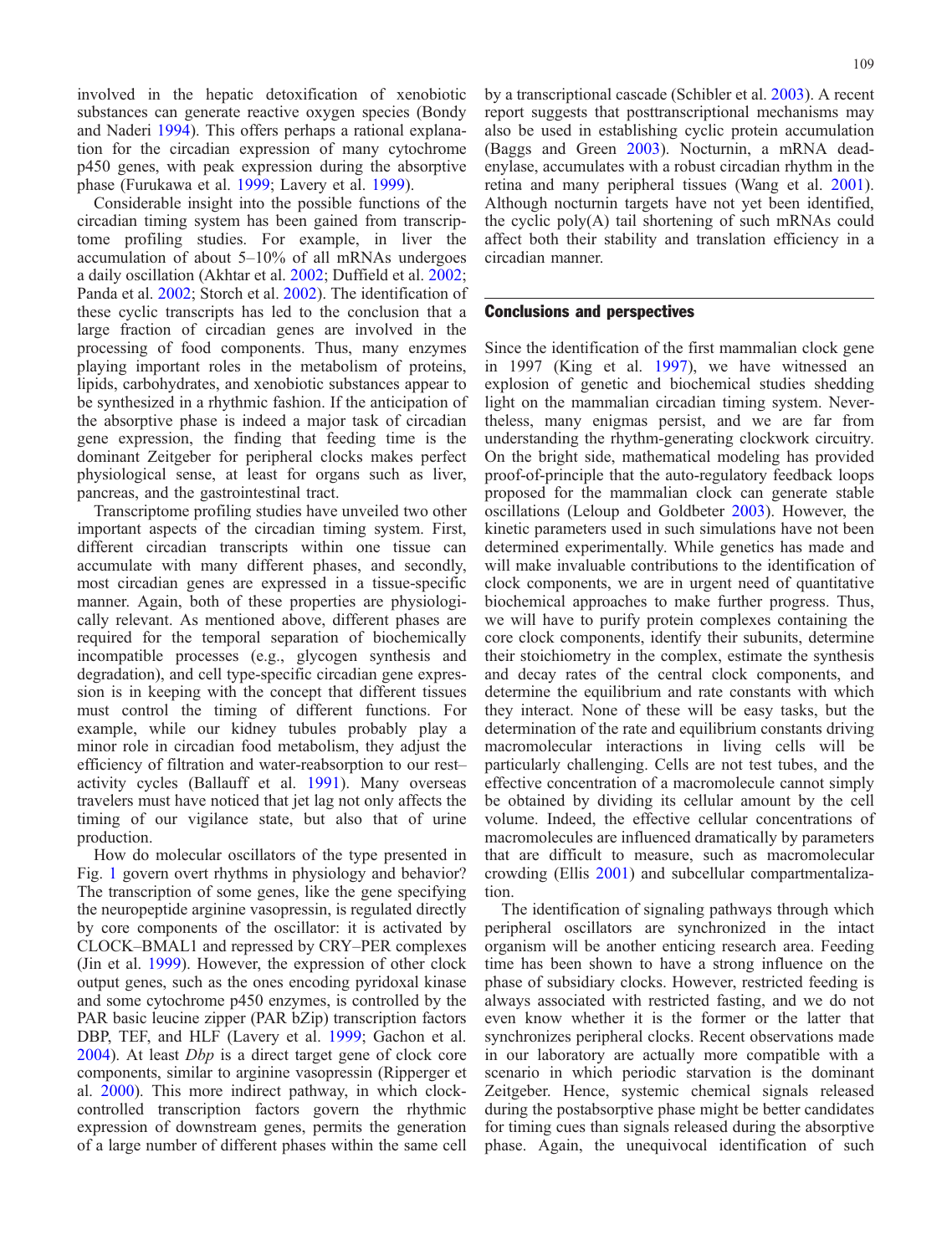involved in the hepatic detoxification of xenobiotic substances can generate reactive oxygen species (Bondy and Naderi 1994). This offers perhaps a rational explanation for the circadian expression of many cytochrome p450 genes, with peak expression during the absorptive phase (Furukawa et al. 1999; Lavery et al. 1999).

Considerable insight into the possible functions of the circadian timing system has been gained from transcriptome profiling studies. For example, in liver the accumulation of about 5–10% of all mRNAs undergoes a daily oscillation (Akhtar et al. 2002; Duffield et al. 2002; Panda et al. 2002; Storch et al. 2002). The identification of these cyclic transcripts has led to the conclusion that a large fraction of circadian genes are involved in the processing of food components. Thus, many enzymes playing important roles in the metabolism of proteins, lipids, carbohydrates, and xenobiotic substances appear to be synthesized in a rhythmic fashion. If the anticipation of the absorptive phase is indeed a major task of circadian gene expression, the finding that feeding time is the dominant Zeitgeber for peripheral clocks makes perfect physiological sense, at least for organs such as liver, pancreas, and the gastrointestinal tract.

Transcriptome profiling studies have unveiled two other important aspects of the circadian timing system. First, different circadian transcripts within one tissue can accumulate with many different phases, and secondly, most circadian genes are expressed in a tissue-specific manner. Again, both of these properties are physiologically relevant. As mentioned above, different phases are required for the temporal separation of biochemically incompatible processes (e.g., glycogen synthesis and degradation), and cell type-specific circadian gene expression is in keeping with the concept that different tissues must control the timing of different functions. For example, while our kidney tubules probably play a minor role in circadian food metabolism, they adjust the efficiency of filtration and water-reabsorption to our rest–activity cycles (Ballauff et al. 1991). Many overseas travelers must have noticed that jet lag not only affects the timing of our vigilance state, but also that of urine production.

How do molecular oscillators of the type presented in Fig. 1 govern overt rhythms in physiology and behavior? The transcription of some genes, like the gene specifying the neuropeptide arginine vasopressin, is regulated directly by core components of the oscillator: it is activated by CLOCK–BMAL1 and repressed by CRY–PER complexes (Jin et al. 1999). However, the expression of other clock output genes, such as the ones encoding pyridoxal kinase and some cytochrome p450 enzymes, is controlled by the PAR basic leucine zipper (PAR bZip) transcription factors DBP, TEF, and HLF (Lavery et al. 1999; Gachon et al. 2004). At least *Dbp* is a direct target gene of clock core components, similar to arginine vasopressin (Ripperger et al. 2000). This more indirect pathway, in which clock-controlled transcription factors govern the rhythmic expression of downstream genes, permits the generation of a large number of different phases within the same cell by a transcriptional cascade (Schibler et al. 2003). A recent report suggests that posttranscriptional mechanisms may also be used in establishing cyclic protein accumulation (Baggs and Green 2003). Nocturnin, a mRNA deadenylase, accumulates with a robust circadian rhythm in the retina and many peripheral tissues (Wang et al. 2001). Although nocturnin targets have not yet been identified, the cyclic poly(A) tail shortening of such mRNAs could affect both their stability and translation efficiency in a circadian manner.

## Conclusions and perspectives

Since the identification of the first mammalian clock gene in 1997 (King et al. 1997), we have witnessed an explosion of genetic and biochemical studies shedding light on the mammalian circadian timing system. Nevertheless, many enigmas persist, and we are far from understanding the rhythm-generating clockwork circuitry. On the bright side, mathematical modeling has provided proof-of-principle that the auto-regulatory feedback loops proposed for the mammalian clock can generate stable oscillations (Leloup and Goldbeter 2003). However, the kinetic parameters used in such simulations have not been determined experimentally. While genetics has made and will make invaluable contributions to the identification of clock components, we are in urgent need of quantitative biochemical approaches to make further progress. Thus, we will have to purify protein complexes containing the core clock components, identify their subunits, determine their stoichiometry in the complex, estimate the synthesis and decay rates of the central clock components, and determine the equilibrium and rate constants with which they interact. None of these will be easy tasks, but the determination of the rate and equilibrium constants driving macromolecular interactions in living cells will be particularly challenging. Cells are not test tubes, and the effective concentration of a macromolecule cannot simply be obtained by dividing its cellular amount by the cell volume. Indeed, the effective cellular concentrations of macromolecules are influenced dramatically by parameters that are difficult to measure, such as macromolecular crowding (Ellis 2001) and subcellular compartmentalization.

The identification of signaling pathways through which peripheral oscillators are synchronized in the intact organism will be another enticing research area. Feeding time has been shown to have a strong influence on the phase of subsidiary clocks. However, restricted feeding is always associated with restricted fasting, and we do not even know whether it is the former or the latter that synchronizes peripheral clocks. Recent observations made in our laboratory are actually more compatible with a scenario in which periodic starvation is the dominant Zeitgeber. Hence, systemic chemical signals released during the postabsorptive phase might be better candidates for timing cues than signals released during the absorptive phase. Again, the unequivocal identification of such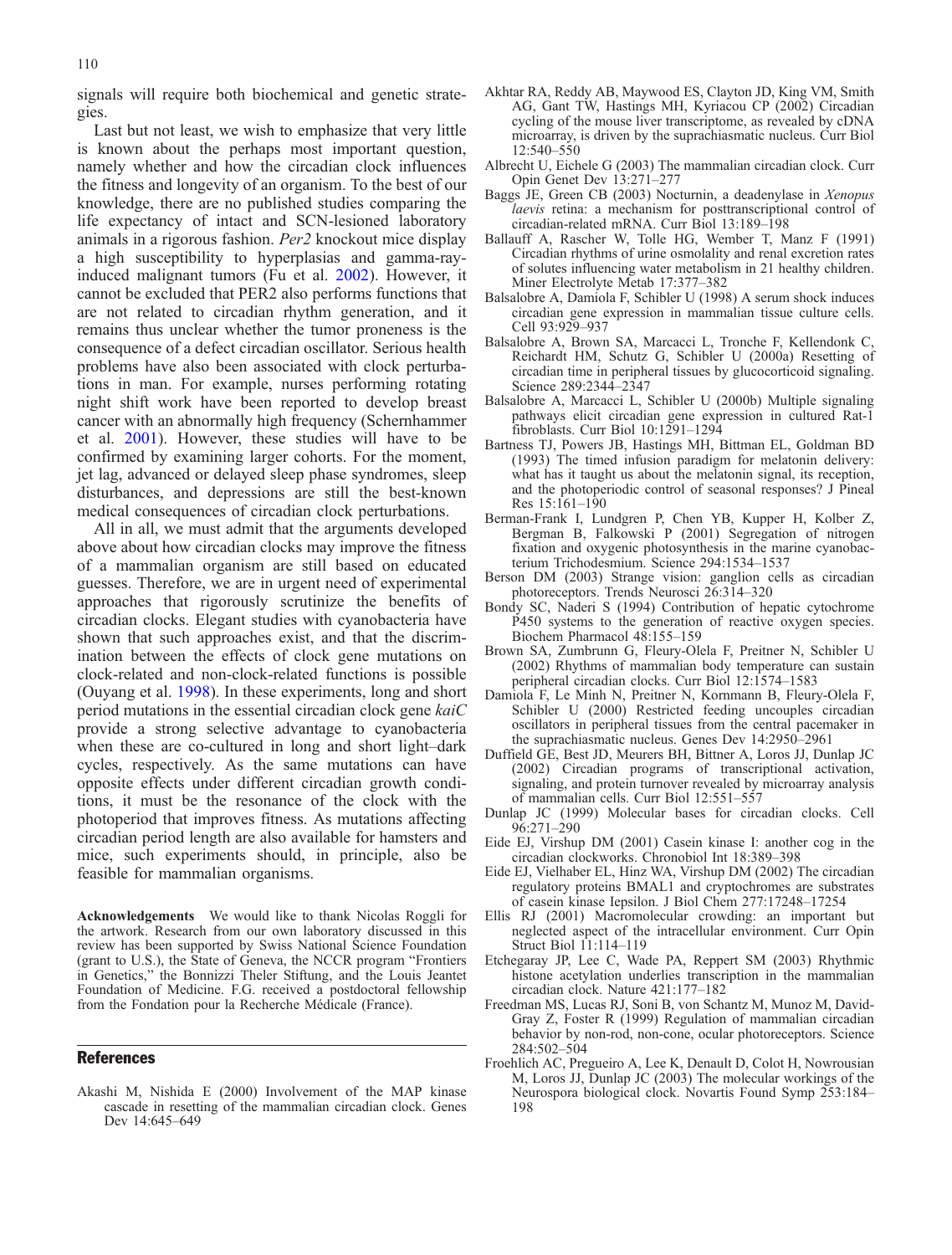signals will require both biochemical and genetic strategies.

Last but not least, we wish to emphasize that very little is known about the perhaps most important question, namely whether and how the circadian clock influences the fitness and longevity of an organism. To the best of our knowledge, there are no published studies comparing the life expectancy of intact and SCN-lesioned laboratory animals in a rigorous fashion. *Per2* knockout mice display a high susceptibility to hyperplasias and gamma-ray-induced malignant tumors (Fu et al. 2002). However, it cannot be excluded that PER2 also performs functions that are not related to circadian rhythm generation, and it remains thus unclear whether the tumor proneness is the consequence of a defect circadian oscillator. Serious health problems have also been associated with clock perturbations in man. For example, nurses performing rotating night shift work have been reported to develop breast cancer with an abnormally high frequency (Schernhammer et al. 2001). However, these studies will have to be confirmed by examining larger cohorts. For the moment, jet lag, advanced or delayed sleep phase syndromes, sleep disturbances, and depressions are still the best-known medical consequences of circadian clock perturbations.

All in all, we must admit that the arguments developed above about how circadian clocks may improve the fitness of a mammalian organism are still based on educated guesses. Therefore, we are in urgent need of experimental approaches that rigorously scrutinize the benefits of circadian clocks. Elegant studies with cyanobacteria have shown that such approaches exist, and that the discrimination between the effects of clock gene mutations on clock-related and non-clock-related functions is possible (Ouyang et al. 1998). In these experiments, long and short period mutations in the essential circadian clock gene *kaiC* provide a strong selective advantage to cyanobacteria when these are co-cultured in long and short light–dark cycles, respectively. As the same mutations can have opposite effects under different circadian growth conditions, it must be the resonance of the clock with the photoperiod that improves fitness. As mutations affecting circadian period length are also available for hamsters and mice, such experiments should, in principle, also be feasible for mammalian organisms.

**Acknowledgements** We would like to thank Nicolas Roggli for the artwork. Research from our own laboratory discussed in this review has been supported by Swiss National Science Foundation (grant to U.S.), the State of Geneva, the NCCR program "Frontiers in Genetics," the Bonnizzi Theler Stiftung, and the Louis Jeantet Foundation of Medicine. F.G. received a postdoctoral fellowship from the Fondation pour la Recherche Médicale (France).

## References

Akashi M, Nishida E (2000) Involvement of the MAP kinase cascade in resetting of the mammalian circadian clock. Genes Dev 14:645–649

Akhtar RA, Reddy AB, Maywood ES, Clayton JD, King VM, Smith AG, Gant TW, Hastings MH, Kyriacou CP (2002) Circadian cycling of the mouse liver transcriptome, as revealed by cDNA microarray, is driven by the suprachiasmatic nucleus. Curr Biol 12:540–550

Albrecht U, Eichele G (2003) The mammalian circadian clock. Curr Opin Genet Dev 13:271–277

Baggs JE, Green CB (2003) Nocturnin, a deadenylase in *Xenopus laevis* retina: a mechanism for posttranscriptional control of circadian-related mRNA. Curr Biol 13:189–198

Ballauff A, Rascher W, Tolle HG, Wember T, Manz F (1991) Circadian rhythms of urine osmolality and renal excretion rates of solutes influencing water metabolism in 21 healthy children. Miner Electrolyte Metab 17:377–382

Balsalobre A, Damiola F, Schibler U (1998) A serum shock induces circadian gene expression in mammalian tissue culture cells. Cell 93:929–937

Balsalobre A, Brown SA, Marcacci L, Tronche F, Kellendonk C, Reichardt HM, Schutz G, Schibler U (2000a) Resetting of circadian time in peripheral tissues by glucocorticoid signaling. Science 289:2344–2347

Balsalobre A, Marcacci L, Schibler U (2000b) Multiple signaling pathways elicit circadian gene expression in cultured Rat-1 fibroblasts. Curr Biol 10:1291–1294

Bartness TJ, Powers JB, Hastings MH, Bittman EL, Goldman BD (1993) The timed infusion paradigm for melatonin delivery: what has it taught us about the melatonin signal, its reception, and the photoperiodic control of seasonal responses? J Pineal Res 15:161–190

Berman-Frank I, Lundgren P, Chen YB, Kupper H, Kolber Z, Bergman B, Falkowski P (2001) Segregation of nitrogen fixation and oxygenic photosynthesis in the marine cyanobacterium Trichodesmium. Science 294:1534–1537

Berson DM (2003) Strange vision: ganglion cells as circadian photoreceptors. Trends Neurosci 26:314–320

Bondy SC, Naderi S (1994) Contribution of hepatic cytochrome P450 systems to the generation of reactive oxygen species. Biochem Pharmacol 48:155–159

Brown SA, Zumbrunn G, Fleury-Olela F, Preitner N, Schibler U (2002) Rhythms of mammalian body temperature can sustain peripheral circadian clocks. Curr Biol 12:1574–1583

Damiola F, Le Minh N, Preitner N, Kornmann B, Fleury-Olela F, Schibler U (2000) Restricted feeding uncouples circadian oscillators in peripheral tissues from the central pacemaker in the suprachiasmatic nucleus. Genes Dev 14:2950–2961

Duffield GE, Best JD, Meurers BH, Bittner A, Loros JJ, Dunlap JC (2002) Circadian programs of transcriptional activation, signaling, and protein turnover revealed by microarray analysis of mammalian cells. Curr Biol 12:551–557

Dunlap JC (1999) Molecular bases for circadian clocks. Cell 96:271–290

Eide EJ, Virshup DM (2001) Casein kinase I: another cog in the circadian clockworks. Chronobiol Int 18:389–398

Eide EJ, Vielhaber EL, Hinz WA, Virshup DM (2002) The circadian regulatory proteins BMAL1 and cryptochromes are substrates of casein kinase Iepsilon. J Biol Chem 277:17248–17254

Ellis RJ (2001) Macromolecular crowding: an important but neglected aspect of the intracellular environment. Curr Opin Struct Biol 11:114–119

Etchegaray JP, Lee C, Wade PA, Reppert SM (2003) Rhythmic histone acetylation underlies transcription in the mammalian circadian clock. Nature 421:177–182

Freedman MS, Lucas RJ, Soni B, von Schantz M, Munoz M, David-Gray Z, Foster R (1999) Regulation of mammalian circadian behavior by non-rod, non-cone, ocular photoreceptors. Science 284:502–504

Froehlich AC, Pregueiro A, Lee K, Denault D, Colot H, Nowrousian M, Loros JJ, Dunlap JC (2003) The molecular workings of the Neurospora biological clock. Novartis Found Symp 253:184–198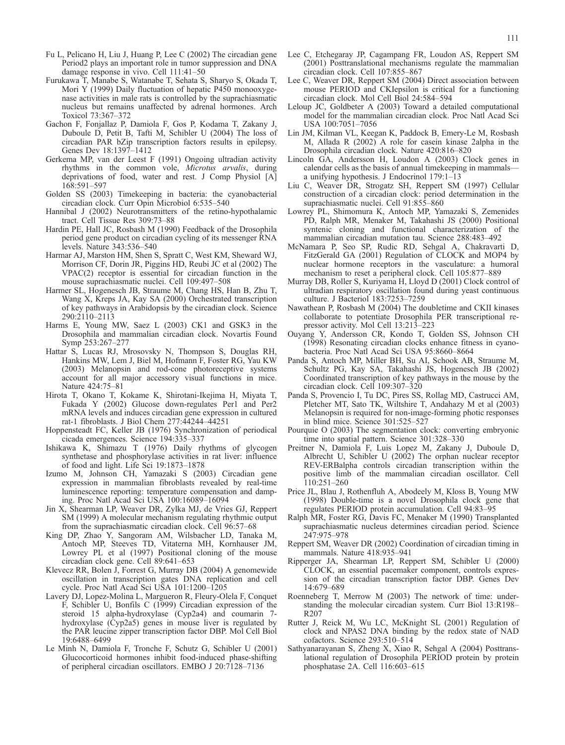Fu L, Pelicano H, Liu J, Huang P, Lee C (2002) The circadian gene Period2 plays an important role in tumor suppression and DNA damage response in vivo. Cell 111:41–50

Furukawa T, Manabe S, Watanabe T, Sehata S, Sharyo S, Okada T, Mori Y (1999) Daily fluctuation of hepatic P450 monooxygenase activities in male rats is controlled by the suprachiasmatic nucleus but remains unaffected by adrenal hormones. Arch Toxicol 73:367–372

Gachon F, Fonjallaz P, Damiola F, Gos P, Kodama T, Zakany J, Duboule D, Petit B, Tafti M, Schibler U (2004) The loss of circadian PAR bZip transcription factors results in epilepsy. Genes Dev 18:1397–1412

Gerkema MP, van der Leest F (1991) Ongoing ultradian activity rhythms in the common vole, *Microtus arvalis*, during deprivations of food, water and rest. J Comp Physiol [A] 168:591–597

Golden SS (2003) Timekeeping in bacteria: the cyanobacterial circadian clock. Curr Opin Microbiol 6:535–540

Hannibal J (2002) Neurotransmitters of the retino-hypothalamic tract. Cell Tissue Res 309:73–88

Hardin PE, Hall JC, Rosbash M (1990) Feedback of the Drosophila period gene product on circadian cycling of its messenger RNA levels. Nature 343:536–540

Harmar AJ, Marston HM, Shen S, Spratt C, West KM, Sheward WJ, Morrison CF, Dorin JR, Piggins HD, Reubi JC et al (2002) The VPAC(2) receptor is essential for circadian function in the mouse suprachiasmatic nuclei. Cell 109:497–508

Harmer SL, Hogenesch JB, Straume M, Chang HS, Han B, Zhu T, Wang X, Kreps JA, Kay SA (2000) Orchestrated transcription of key pathways in Arabidopsis by the circadian clock. Science 290:2110–2113

Harms E, Young MW, Saez L (2003) CK1 and GSK3 in the Drosophila and mammalian circadian clock. Novartis Found Symp 253:267–277

Hattar S, Lucas RJ, Mrosovsky N, Thompson S, Douglas RH, Hankins MW, Lem J, Biel M, Hofmann F, Foster RG, Yau KW (2003) Melanopsin and rod-cone photoreceptive systems account for all major accessory visual functions in mice. Nature 424:75–81

Hirota T, Okano T, Kokame K, Shirotani-Ikejima H, Miyata T, Fukada Y (2002) Glucose down-regulates Per1 and Per2 mRNA levels and induces circadian gene expression in cultured rat-1 fibroblasts. J Biol Chem 277:44244–44251

Hoppensteadt FC, Keller JB (1976) Synchronization of periodical cicada emergences. Science 194:335–337

Ishikawa K, Shimazu T (1976) Daily rhythms of glycogen synthetase and phosphorylase activities in rat liver: influence of food and light. Life Sci 19:1873–1878

Izumo M, Johnson CH, Yamazaki S (2003) Circadian gene expression in mammalian fibroblasts revealed by real-time luminescence reporting: temperature compensation and damping. Proc Natl Acad Sci USA 100:16089–16094

Jin X, Shearman LP, Weaver DR, Zylka MJ, de Vries GJ, Reppert SM (1999) A molecular mechanism regulating rhythmic output from the suprachiasmatic circadian clock. Cell 96:57–68

King DP, Zhao Y, Sangoram AM, Wilsbacher LD, Tanaka M, Antoch MP, Steeves TD, Vitaterna MH, Kornhauser JM, Lowrey PL et al (1997) Positional cloning of the mouse circadian clock gene. Cell 89:641–653

Klevecz RR, Bolen J, Forrest G, Murray DB (2004) A genomewide oscillation in transcription gates DNA replication and cell cycle. Proc Natl Acad Sci USA 101:1200–1205

Lavery DJ, Lopez-Molina L, Margueron R, Fleury-Olela F, Conquet F, Schibler U, Bonfils C (1999) Circadian expression of the steroid 15 alpha-hydroxylase (Cyp2a4) and coumarin 7-hydroxylase (Cyp2a5) genes in mouse liver is regulated by the PAR leucine zipper transcription factor DBP. Mol Cell Biol 19:6488–6499

Le Minh N, Damiola F, Tronche F, Schutz G, Schibler U (2001) Glucocorticoid hormones inhibit food-induced phase-shifting of peripheral circadian oscillators. EMBO J 20:7128–7136

Lee C, Etchegaray JP, Cagampang FR, Loudon AS, Reppert SM (2001) Posttranslational mechanisms regulate the mammalian circadian clock. Cell 107:855–867

Lee C, Weaver DR, Reppert SM (2004) Direct association between mouse PERIOD and CKIepsilon is critical for a functioning circadian clock. Mol Cell Biol 24:584–594

Leloup JC, Goldbeter A (2003) Toward a detailed computational model for the mammalian circadian clock. Proc Natl Acad Sci USA 100:7051–7056

Lin JM, Kilman VL, Keegan K, Paddock B, Emery-Le M, Rosbash M, Allada R (2002) A role for casein kinase 2alpha in the Drosophila circadian clock. Nature 420:816–820

Lincoln GA, Andersson H, Loudon A (2003) Clock genes in calendar cells as the basis of annual timekeeping in mammals—a unifying hypothesis. J Endocrinol 179:1–13

Liu C, Weaver DR, Strogatz SH, Reppert SM (1997) Cellular construction of a circadian clock: period determination in the suprachiasmatic nuclei. Cell 91:855–860

Lowrey PL, Shimomura K, Antoch MP, Yamazaki S, Zemenides PD, Ralph MR, Menaker M, Takahashi JS (2000) Positional syntenic cloning and functional characterization of the mammalian circadian mutation tau. Science 288:483–492

McNamara P, Seo SP, Rudic RD, Sehgal A, Chakravarti D, FitzGerald GA (2001) Regulation of CLOCK and MOP4 by nuclear hormone receptors in the vasculature: a humoral mechanism to reset a peripheral clock. Cell 105:877–889

Murray DB, Roller S, Kuriyama H, Lloyd D (2001) Clock control of ultradian respiratory oscillation found during yeast continuous culture. J Bacteriol 183:7253–7259

Nawathean P, Rosbash M (2004) The doubletime and CKII kinases collaborate to potentiate Drosophila PER transcriptional repressor activity. Mol Cell 13:213–223

Ouyang Y, Andersson CR, Kondo T, Golden SS, Johnson CH (1998) Resonating circadian clocks enhance fitness in cyanobacteria. Proc Natl Acad Sci USA 95:8660–8664

Panda S, Antoch MP, Miller BH, Su AI, Schook AB, Straume M, Schultz PG, Kay SA, Takahashi JS, Hogenesch JB (2002) Coordinated transcription of key pathways in the mouse by the circadian clock. Cell 109:307–320

Panda S, Provencio I, Tu DC, Pires SS, Rollag MD, Castrucci AM, Pletcher MT, Sato TK, Wiltshire T, Andahazy M et al (2003) Melanopsin is required for non-image-forming photic responses in blind mice. Science 301:525–527

Pourquie O (2003) The segmentation clock: converting embryonic time into spatial pattern. Science 301:328–330

Preitner N, Damiola F, Luis Lopez M, Zakany J, Duboule D, Albrecht U, Schibler U (2002) The orphan nuclear receptor REV-ERBalpha controls circadian transcription within the positive limb of the mammalian circadian oscillator. Cell 110:251–260

Price JL, Blau J, Rothenfluh A, Abodeely M, Kloss B, Young MW (1998) Double-time is a novel Drosophila clock gene that regulates PERIOD protein accumulation. Cell 94:83–95

Ralph MR, Foster RG, Davis FC, Menaker M (1990) Transplanted suprachiasmatic nucleus determines circadian period. Science 247:975–978

Reppert SM, Weaver DR (2002) Coordination of circadian timing in mammals. Nature 418:935–941

Ripperger JA, Shearman LP, Reppert SM, Schibler U (2000) CLOCK, an essential pacemaker component, controls expression of the circadian transcription factor DBP. Genes Dev 14:679–689

Roenneberg T, Merrow M (2003) The network of time: understanding the molecular circadian system. Curr Biol 13:R198–R207

Rutter J, Reick M, Wu LC, McKnight SL (2001) Regulation of clock and NPAS2 DNA binding by the redox state of NAD cofactors. Science 293:510–514

Sathyanarayanan S, Zheng X, Xiao R, Sehgal A (2004) Posttranslational regulation of Drosophila PERIOD protein by protein phosphatase 2A. Cell 116:603–615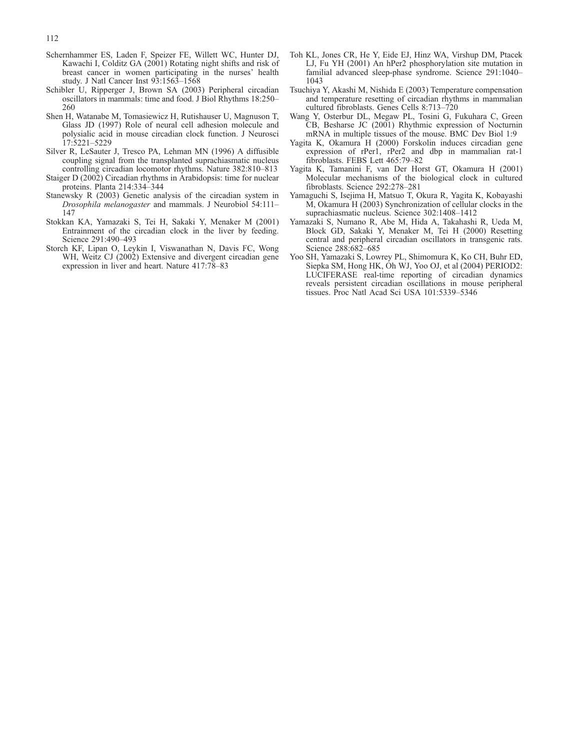Schernhammer ES, Laden F, Speizer FE, Willett WC, Hunter DJ, Kawachi I, Colditz GA (2001) Rotating night shifts and risk of breast cancer in women participating in the nurses' health study. J Natl Cancer Inst 93:1563–1568

Schibler U, Ripperger J, Brown SA (2003) Peripheral circadian oscillators in mammals: time and food. J Biol Rhythms 18:250–260

Shen H, Watanabe M, Tomasiewicz H, Rutishauser U, Magnuson T, Glass JD (1997) Role of neural cell adhesion molecule and polysialic acid in mouse circadian clock function. J Neurosci 17:5221–5229

Silver R, LeSauter J, Tresco PA, Lehman MN (1996) A diffusible coupling signal from the transplanted suprachiasmatic nucleus controlling circadian locomotor rhythms. Nature 382:810–813

Staiger D (2002) Circadian rhythms in Arabidopsis: time for nuclear proteins. Planta 214:334–344

Stanewsky R (2003) Genetic analysis of the circadian system in *Drosophila melanogaster* and mammals. J Neurobiol 54:111–147

Stokkan KA, Yamazaki S, Tei H, Sakaki Y, Menaker M (2001) Entrainment of the circadian clock in the liver by feeding. Science 291:490–493

Storch KF, Lipan O, Leykin I, Viswanathan N, Davis FC, Wong WH, Weitz CJ (2002) Extensive and divergent circadian gene expression in liver and heart. Nature 417:78–83

Toh KL, Jones CR, He Y, Eide EJ, Hinz WA, Virshup DM, Ptacek LJ, Fu YH (2001) An hPer2 phosphorylation site mutation in familial advanced sleep-phase syndrome. Science 291:1040–1043

Tsuchiya Y, Akashi M, Nishida E (2003) Temperature compensation and temperature resetting of circadian rhythms in mammalian cultured fibroblasts. Genes Cells 8:713–720

Wang Y, Osterbur DL, Megaw PL, Tosini G, Fukuhara C, Green CB, Besharse JC (2001) Rhythmic expression of Nocturnin mRNA in multiple tissues of the mouse. BMC Dev Biol 1:9

Yagita K, Okamura H (2000) Forskolin induces circadian gene expression of rPer1, rPer2 and dbp in mammalian rat-1 fibroblasts. FEBS Lett 465:79–82

Yagita K, Tamanini F, van Der Horst GT, Okamura H (2001) Molecular mechanisms of the biological clock in cultured fibroblasts. Science 292:278–281

Yamaguchi S, Isejima H, Matsuo T, Okura R, Yagita K, Kobayashi M, Okamura H (2003) Synchronization of cellular clocks in the suprachiasmatic nucleus. Science 302:1408–1412

Yamazaki S, Numano R, Abe M, Hida A, Takahashi R, Ueda M, Block GD, Sakaki Y, Menaker M, Tei H (2000) Resetting central and peripheral circadian oscillators in transgenic rats. Science 288:682–685

Yoo SH, Yamazaki S, Lowrey PL, Shimomura K, Ko CH, Buhr ED, Siepka SM, Hong HK, Oh WJ, Yoo OJ, et al (2004) PERIOD2: LUCIFERASE real-time reporting of circadian dynamics reveals persistent circadian oscillations in mouse peripheral tissues. Proc Natl Acad Sci USA 101:5339–5346